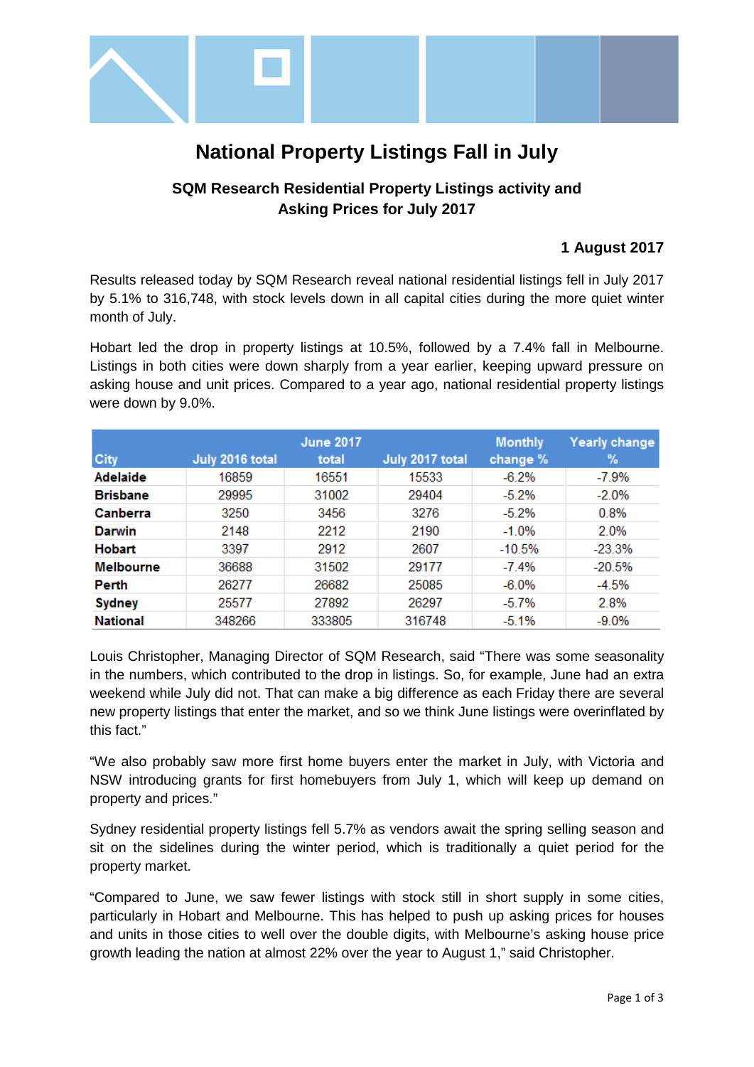# National Property Listings Fall in July

## SQM Research Residential Property Listings activity and Asking Prices for July 2017

**1 August 2017**

Results released today by SQM Research reveal national residential listings fell in July 2017 by 5.1% to 316,748, with stock levels down in all capital cities during the more quiet winter month of July.

Hobart led the drop in property listings at 10.5%, followed by a 7.4% fall in Melbourne. Listings in both cities were down sharply from a year earlier, keeping upward pressure on asking house and unit prices. Compared to a year ago, national residential property listings were down by 9.0%.

| City | July 2016 total | June 2017 total | July 2017 total | Monthly change % | Yearly change % |
|---|---|---|---|---|---|
| **Adelaide** | 16859 | 16551 | 15533 | -6.2% | -7.9% |
| **Brisbane** | 29995 | 31002 | 29404 | -5.2% | -2.0% |
| **Canberra** | 3250 | 3456 | 3276 | -5.2% | 0.8% |
| **Darwin** | 2148 | 2212 | 2190 | -1.0% | 2.0% |
| **Hobart** | 3397 | 2912 | 2607 | -10.5% | -23.3% |
| **Melbourne** | 36688 | 31502 | 29177 | -7.4% | -20.5% |
| **Perth** | 26277 | 26682 | 25085 | -6.0% | -4.5% |
| **Sydney** | 25577 | 27892 | 26297 | -5.7% | 2.8% |
| **National** | 348266 | 333805 | 316748 | -5.1% | -9.0% |

Louis Christopher, Managing Director of SQM Research, said "There was some seasonality in the numbers, which contributed to the drop in listings. So, for example, June had an extra weekend while July did not. That can make a big difference as each Friday there are several new property listings that enter the market, and so we think June listings were overinflated by this fact."

"We also probably saw more first home buyers enter the market in July, with Victoria and NSW introducing grants for first homebuyers from July 1, which will keep up demand on property and prices."

Sydney residential property listings fell 5.7% as vendors await the spring selling season and sit on the sidelines during the winter period, which is traditionally a quiet period for the property market.

"Compared to June, we saw fewer listings with stock still in short supply in some cities, particularly in Hobart and Melbourne. This has helped to push up asking prices for houses and units in those cities to well over the double digits, with Melbourne's asking house price growth leading the nation at almost 22% over the year to August 1," said Christopher.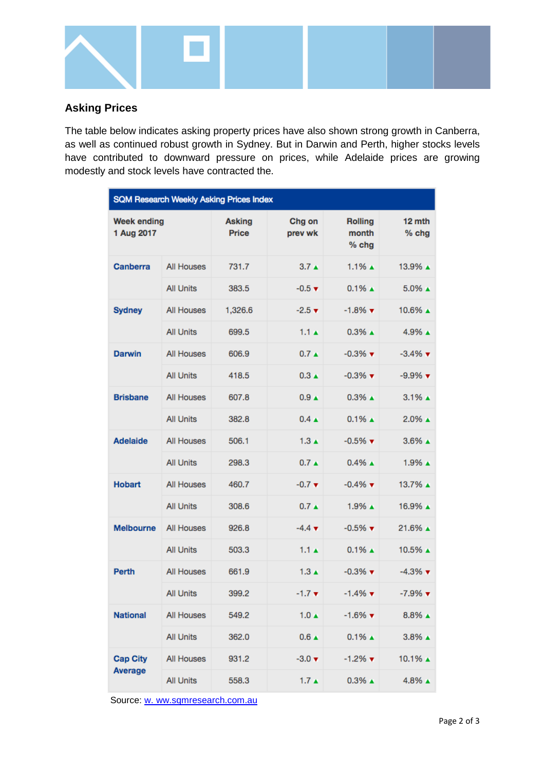## Asking Prices

The table below indicates asking property prices have also shown strong growth in Canberra, as well as continued robust growth in Sydney. But in Darwin and Perth, higher stocks levels have contributed to downward pressure on prices, while Adelaide prices are growing modestly and stock levels have contracted the.

**SQM Research Weekly Asking Prices Index**

| Week ending 1 Aug 2017 | | Asking Price | Chg on prev wk | Rolling month % chg | 12 mth % chg |
|---|---|---|---|---|---|
| **Canberra** | All Houses | 731.7 | 3.7 ▲ | 1.1% ▲ | 13.9% ▲ |
| | All Units | 383.5 | -0.5 ▼ | 0.1% ▲ | 5.0% ▲ |
| **Sydney** | All Houses | 1,326.6 | -2.5 ▼ | -1.8% ▼ | 10.6% ▲ |
| | All Units | 699.5 | 1.1 ▲ | 0.3% ▲ | 4.9% ▲ |
| **Darwin** | All Houses | 606.9 | 0.7 ▲ | -0.3% ▼ | -3.4% ▼ |
| | All Units | 418.5 | 0.3 ▲ | -0.3% ▼ | -9.9% ▼ |
| **Brisbane** | All Houses | 607.8 | 0.9 ▲ | 0.3% ▲ | 3.1% ▲ |
| | All Units | 382.8 | 0.4 ▲ | 0.1% ▲ | 2.0% ▲ |
| **Adelaide** | All Houses | 506.1 | 1.3 ▲ | -0.5% ▼ | 3.6% ▲ |
| | All Units | 298.3 | 0.7 ▲ | 0.4% ▲ | 1.9% ▲ |
| **Hobart** | All Houses | 460.7 | -0.7 ▼ | -0.4% ▼ | 13.7% ▲ |
| | All Units | 308.6 | 0.7 ▲ | 1.9% ▲ | 16.9% ▲ |
| **Melbourne** | All Houses | 926.8 | -4.4 ▼ | -0.5% ▼ | 21.6% ▲ |
| | All Units | 503.3 | 1.1 ▲ | 0.1% ▲ | 10.5% ▲ |
| **Perth** | All Houses | 661.9 | 1.3 ▲ | -0.3% ▼ | -4.3% ▼ |
| | All Units | 399.2 | -1.7 ▼ | -1.4% ▼ | -7.9% ▼ |
| **National** | All Houses | 549.2 | 1.0 ▲ | -1.6% ▼ | 8.8% ▲ |
| | All Units | 362.0 | 0.6 ▲ | 0.1% ▲ | 3.8% ▲ |
| **Cap City Average** | All Houses | 931.2 | -3.0 ▼ | -1.2% ▼ | 10.1% ▲ |
| | All Units | 558.3 | 1.7 ▲ | 0.3% ▲ | 4.8% ▲ |

Source: [w. ww.sqmresearch.com.au](http://www.sqmresearch.com.au)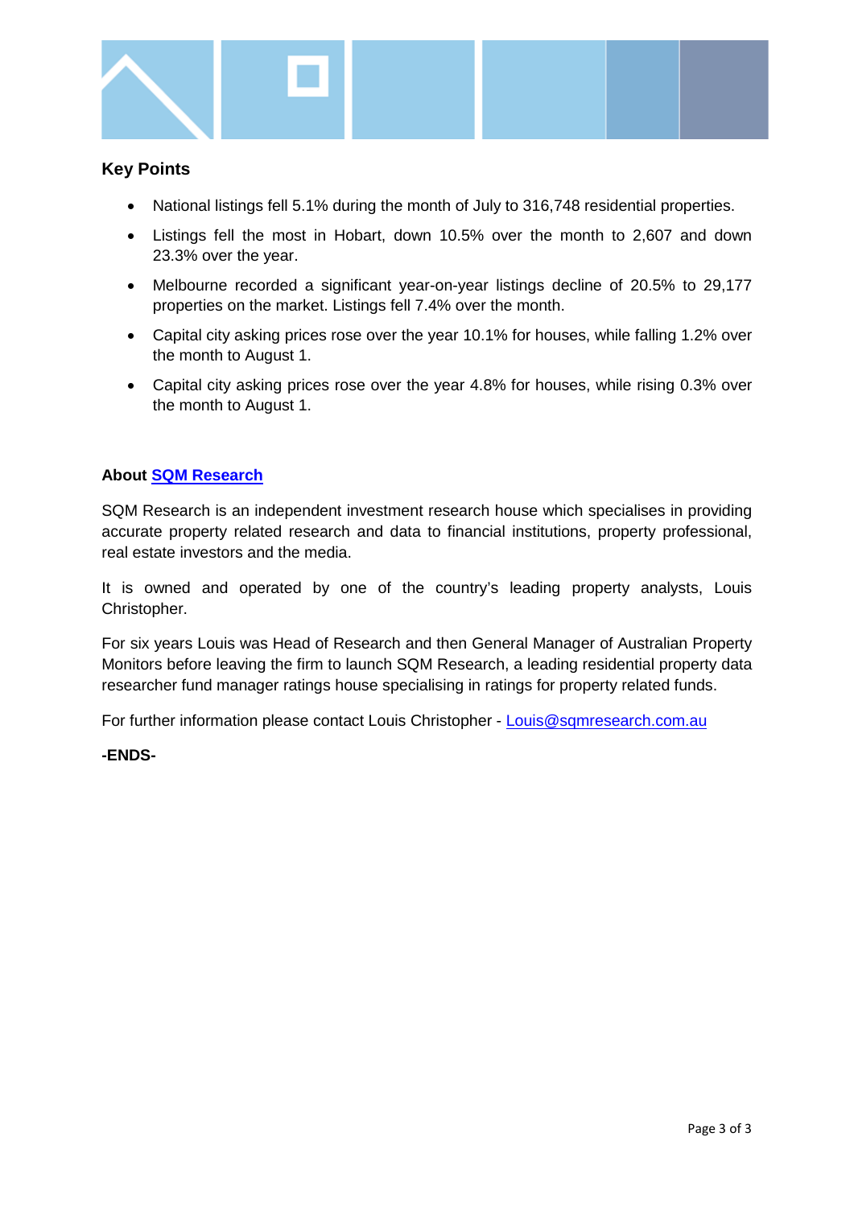## Key Points

- National listings fell 5.1% during the month of July to 316,748 residential properties.
- Listings fell the most in Hobart, down 10.5% over the month to 2,607 and down 23.3% over the year.
- Melbourne recorded a significant year-on-year listings decline of 20.5% to 29,177 properties on the market. Listings fell 7.4% over the month.
- Capital city asking prices rose over the year 10.1% for houses, while falling 1.2% over the month to August 1.
- Capital city asking prices rose over the year 4.8% for houses, while rising 0.3% over the month to August 1.

**About [SQM Research]**

SQM Research is an independent investment research house which specialises in providing accurate property related research and data to financial institutions, property professional, real estate investors and the media.

It is owned and operated by one of the country's leading property analysts, Louis Christopher.

For six years Louis was Head of Research and then General Manager of Australian Property Monitors before leaving the firm to launch SQM Research, a leading residential property data researcher fund manager ratings house specialising in ratings for property related funds.

For further information please contact Louis Christopher - Louis@sqmresearch.com.au

**-ENDS-**